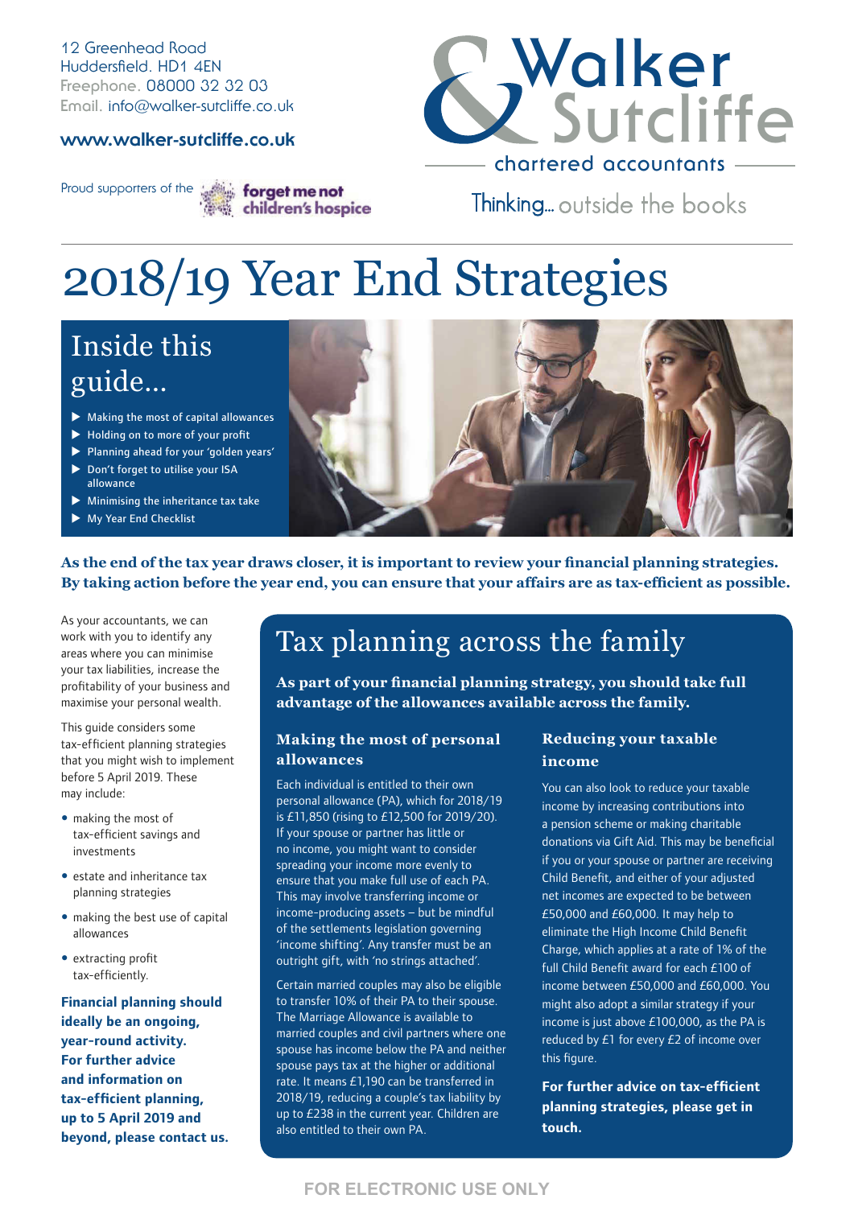12 Greenhead Road
Huddersfield. HD1 4EN
Freephone. 08000 32 32 03
Email. info@walker-sutcliffe.co.uk

**www.walker-sutcliffe.co.uk**

Proud supporters of the forget me not children's hospice

Walker & Sutcliffe
chartered accountants

Thinking... outside the books

# 2018/19 Year End Strategies

## Inside this guide...

- Making the most of capital allowances
- Holding on to more of your profit
- Planning ahead for your 'golden years'
- Don't forget to utilise your ISA allowance
- Minimising the inheritance tax take
- My Year End Checklist

**As the end of the tax year draws closer, it is important to review your financial planning strategies. By taking action before the year end, you can ensure that your affairs are as tax-efficient as possible.**

As your accountants, we can work with you to identify any areas where you can minimise your tax liabilities, increase the profitability of your business and maximise your personal wealth.

This guide considers some tax-efficient planning strategies that you might wish to implement before 5 April 2019. These may include:

- making the most of tax-efficient savings and investments
- estate and inheritance tax planning strategies
- making the best use of capital allowances
- extracting profit tax-efficiently.

**Financial planning should ideally be an ongoing, year-round activity. For further advice and information on tax-efficient planning, up to 5 April 2019 and beyond, please contact us.**

## Tax planning across the family

**As part of your financial planning strategy, you should take full advantage of the allowances available across the family.**

### Making the most of personal allowances

Each individual is entitled to their own personal allowance (PA), which for 2018/19 is £11,850 (rising to £12,500 for 2019/20). If your spouse or partner has little or no income, you might want to consider spreading your income more evenly to ensure that you make full use of each PA. This may involve transferring income or income-producing assets – but be mindful of the settlements legislation governing 'income shifting'. Any transfer must be an outright gift, with 'no strings attached'.

Certain married couples may also be eligible to transfer 10% of their PA to their spouse. The Marriage Allowance is available to married couples and civil partners where one spouse has income below the PA and neither spouse pays tax at the higher or additional rate. It means £1,190 can be transferred in 2018/19, reducing a couple's tax liability by up to £238 in the current year. Children are also entitled to their own PA.

### Reducing your taxable income

You can also look to reduce your taxable income by increasing contributions into a pension scheme or making charitable donations via Gift Aid. This may be beneficial if you or your spouse or partner are receiving Child Benefit, and either of your adjusted net incomes are expected to be between £50,000 and £60,000. It may help to eliminate the High Income Child Benefit Charge, which applies at a rate of 1% of the full Child Benefit award for each £100 of income between £50,000 and £60,000. You might also adopt a similar strategy if your income is just above £100,000, as the PA is reduced by £1 for every £2 of income over this figure.

**For further advice on tax-efficient planning strategies, please get in touch.**

FOR ELECTRONIC USE ONLY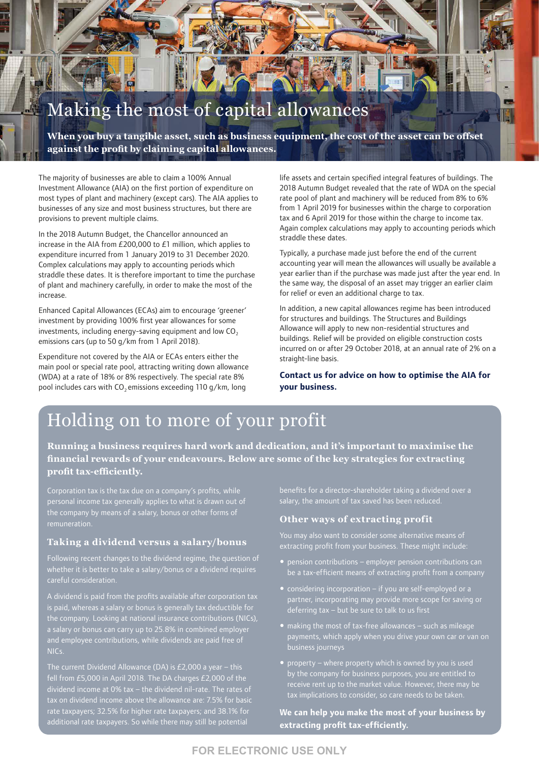# Making the most of capital allowances

**When you buy a tangible asset, such as business equipment, the cost of the asset can be offset against the profit by claiming capital allowances.**

The majority of businesses are able to claim a 100% Annual Investment Allowance (AIA) on the first portion of expenditure on most types of plant and machinery (except cars). The AIA applies to businesses of any size and most business structures, but there are provisions to prevent multiple claims.

In the 2018 Autumn Budget, the Chancellor announced an increase in the AIA from £200,000 to £1 million, which applies to expenditure incurred from 1 January 2019 to 31 December 2020. Complex calculations may apply to accounting periods which straddle these dates. It is therefore important to time the purchase of plant and machinery carefully, in order to make the most of the increase.

Enhanced Capital Allowances (ECAs) aim to encourage 'greener' investment by providing 100% first year allowances for some investments, including energy-saving equipment and low $CO_2$ emissions cars (up to 50 g/km from 1 April 2018).

Expenditure not covered by the AIA or ECAs enters either the main pool or special rate pool, attracting writing down allowance (WDA) at a rate of 18% or 8% respectively. The special rate 8% pool includes cars with $CO_2$ emissions exceeding 110 g/km, long life assets and certain specified integral features of buildings. The 2018 Autumn Budget revealed that the rate of WDA on the special rate pool of plant and machinery will be reduced from 8% to 6% from 1 April 2019 for businesses within the charge to corporation tax and 6 April 2019 for those within the charge to income tax. Again complex calculations may apply to accounting periods which straddle these dates.

Typically, a purchase made just before the end of the current accounting year will mean the allowances will usually be available a year earlier than if the purchase was made just after the year end. In the same way, the disposal of an asset may trigger an earlier claim for relief or even an additional charge to tax.

In addition, a new capital allowances regime has been introduced for structures and buildings. The Structures and Buildings Allowance will apply to new non-residential structures and buildings. Relief will be provided on eligible construction costs incurred on or after 29 October 2018, at an annual rate of 2% on a straight-line basis.

**Contact us for advice on how to optimise the AIA for your business.**

# Holding on to more of your profit

**Running a business requires hard work and dedication, and it's important to maximise the financial rewards of your endeavours. Below are some of the key strategies for extracting profit tax-efficiently.**

Corporation tax is the tax due on a company's profits, while personal income tax generally applies to what is drawn out of the company by means of a salary, bonus or other forms of remuneration.

## Taking a dividend versus a salary/bonus

Following recent changes to the dividend regime, the question of whether it is better to take a salary/bonus or a dividend requires careful consideration.

A dividend is paid from the profits available after corporation tax is paid, whereas a salary or bonus is generally tax deductible for the company. Looking at national insurance contributions (NICs), a salary or bonus can carry up to 25.8% in combined employer and employee contributions, while dividends are paid free of NICs.

The current Dividend Allowance (DA) is £2,000 a year – this fell from £5,000 in April 2018. The DA charges £2,000 of the dividend income at 0% tax – the dividend nil-rate. The rates of tax on dividend income above the allowance are: 7.5% for basic rate taxpayers; 32.5% for higher rate taxpayers; and 38.1% for additional rate taxpayers. So while there may still be potential benefits for a director-shareholder taking a dividend over a salary, the amount of tax saved has been reduced.

## Other ways of extracting profit

You may also want to consider some alternative means of extracting profit from your business. These might include:

- pension contributions – employer pension contributions can be a tax-efficient means of extracting profit from a company
- considering incorporation – if you are self-employed or a partner, incorporating may provide more scope for saving or deferring tax – but be sure to talk to us first
- making the most of tax-free allowances – such as mileage payments, which apply when you drive your own car or van on business journeys
- property – where property which is owned by you is used by the company for business purposes, you are entitled to receive rent up to the market value. However, there may be tax implications to consider, so care needs to be taken.

**We can help you make the most of your business by extracting profit tax-efficiently.**

FOR ELECTRONIC USE ONLY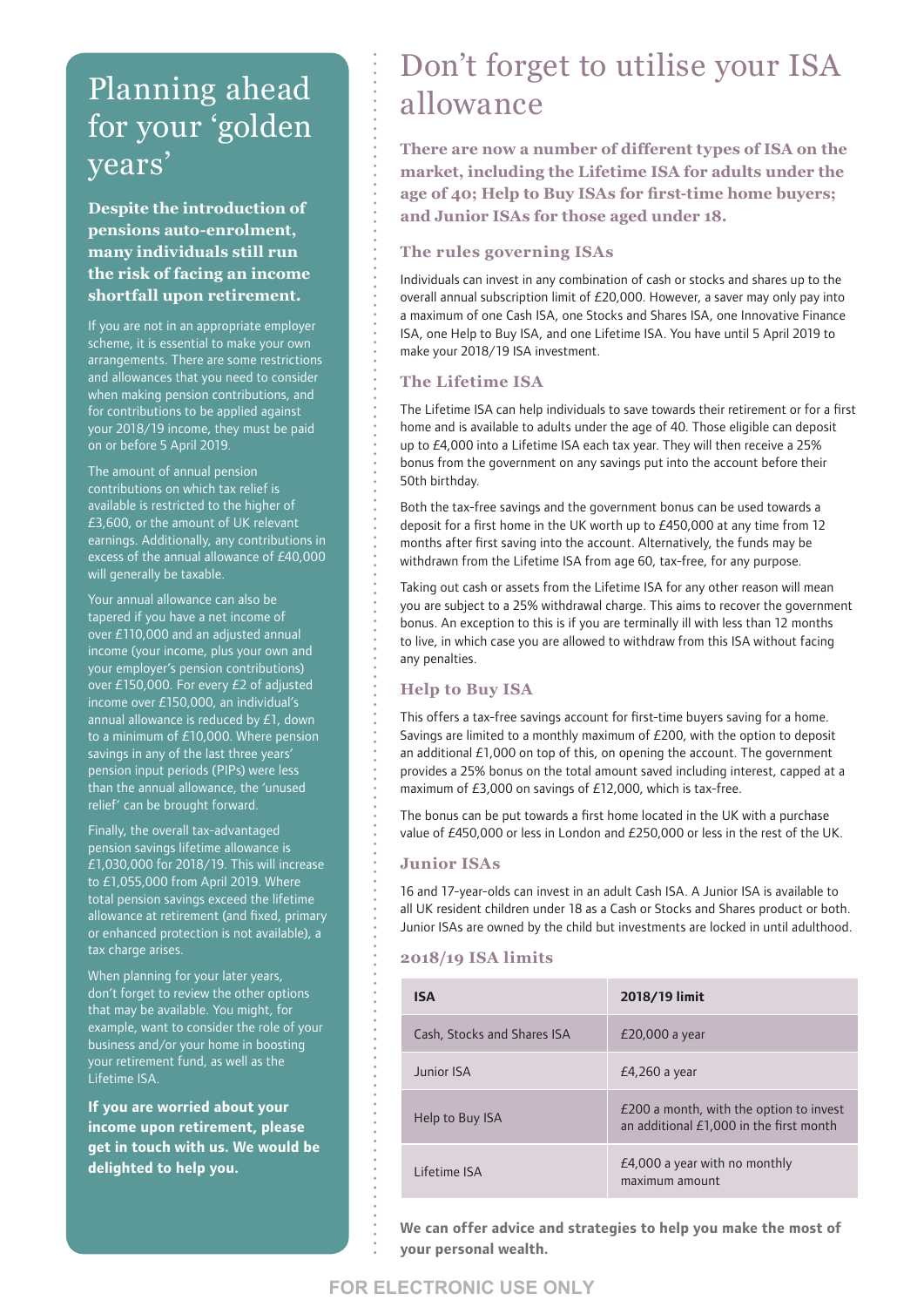# Planning ahead for your 'golden years'

**Despite the introduction of pensions auto-enrolment, many individuals still run the risk of facing an income shortfall upon retirement.**

If you are not in an appropriate employer scheme, it is essential to make your own arrangements. There are some restrictions and allowances that you need to consider when making pension contributions, and for contributions to be applied against your 2018/19 income, they must be paid on or before 5 April 2019.

The amount of annual pension contributions on which tax relief is available is restricted to the higher of £3,600, or the amount of UK relevant earnings. Additionally, any contributions in excess of the annual allowance of £40,000 will generally be taxable.

Your annual allowance can also be tapered if you have a net income of over £110,000 and an adjusted annual income (your income, plus your own and your employer's pension contributions) over £150,000. For every £2 of adjusted income over £150,000, an individual's annual allowance is reduced by £1, down to a minimum of £10,000. Where pension savings in any of the last three years' pension input periods (PIPs) were less than the annual allowance, the 'unused relief' can be brought forward.

Finally, the overall tax-advantaged pension savings lifetime allowance is £1,030,000 for 2018/19. This will increase to £1,055,000 from April 2019. Where total pension savings exceed the lifetime allowance at retirement (and fixed, primary or enhanced protection is not available), a tax charge arises.

When planning for your later years, don't forget to review the other options that may be available. You might, for example, want to consider the role of your business and/or your home in boosting your retirement fund, as well as the Lifetime ISA.

**If you are worried about your income upon retirement, please get in touch with us. We would be delighted to help you.**

# Don't forget to utilise your ISA allowance

**There are now a number of different types of ISA on the market, including the Lifetime ISA for adults under the age of 40; Help to Buy ISAs for first-time home buyers; and Junior ISAs for those aged under 18.**

## The rules governing ISAs

Individuals can invest in any combination of cash or stocks and shares up to the overall annual subscription limit of £20,000. However, a saver may only pay into a maximum of one Cash ISA, one Stocks and Shares ISA, one Innovative Finance ISA, one Help to Buy ISA, and one Lifetime ISA. You have until 5 April 2019 to make your 2018/19 ISA investment.

## The Lifetime ISA

The Lifetime ISA can help individuals to save towards their retirement or for a first home and is available to adults under the age of 40. Those eligible can deposit up to £4,000 into a Lifetime ISA each tax year. They will then receive a 25% bonus from the government on any savings put into the account before their 50th birthday.

Both the tax-free savings and the government bonus can be used towards a deposit for a first home in the UK worth up to £450,000 at any time from 12 months after first saving into the account. Alternatively, the funds may be withdrawn from the Lifetime ISA from age 60, tax-free, for any purpose.

Taking out cash or assets from the Lifetime ISA for any other reason will mean you are subject to a 25% withdrawal charge. This aims to recover the government bonus. An exception to this is if you are terminally ill with less than 12 months to live, in which case you are allowed to withdraw from this ISA without facing any penalties.

## Help to Buy ISA

This offers a tax-free savings account for first-time buyers saving for a home. Savings are limited to a monthly maximum of £200, with the option to deposit an additional £1,000 on top of this, on opening the account. The government provides a 25% bonus on the total amount saved including interest, capped at a maximum of £3,000 on savings of £12,000, which is tax-free.

The bonus can be put towards a first home located in the UK with a purchase value of £450,000 or less in London and £250,000 or less in the rest of the UK.

## Junior ISAs

16 and 17-year-olds can invest in an adult Cash ISA. A Junior ISA is available to all UK resident children under 18 as a Cash or Stocks and Shares product or both. Junior ISAs are owned by the child but investments are locked in until adulthood.

## 2018/19 ISA limits

| ISA | 2018/19 limit |
|---|---|
| Cash, Stocks and Shares ISA | £20,000 a year |
| Junior ISA | £4,260 a year |
| Help to Buy ISA | £200 a month, with the option to invest an additional £1,000 in the first month |
| Lifetime ISA | £4,000 a year with no monthly maximum amount |

**We can offer advice and strategies to help you make the most of your personal wealth.**

FOR ELECTRONIC USE ONLY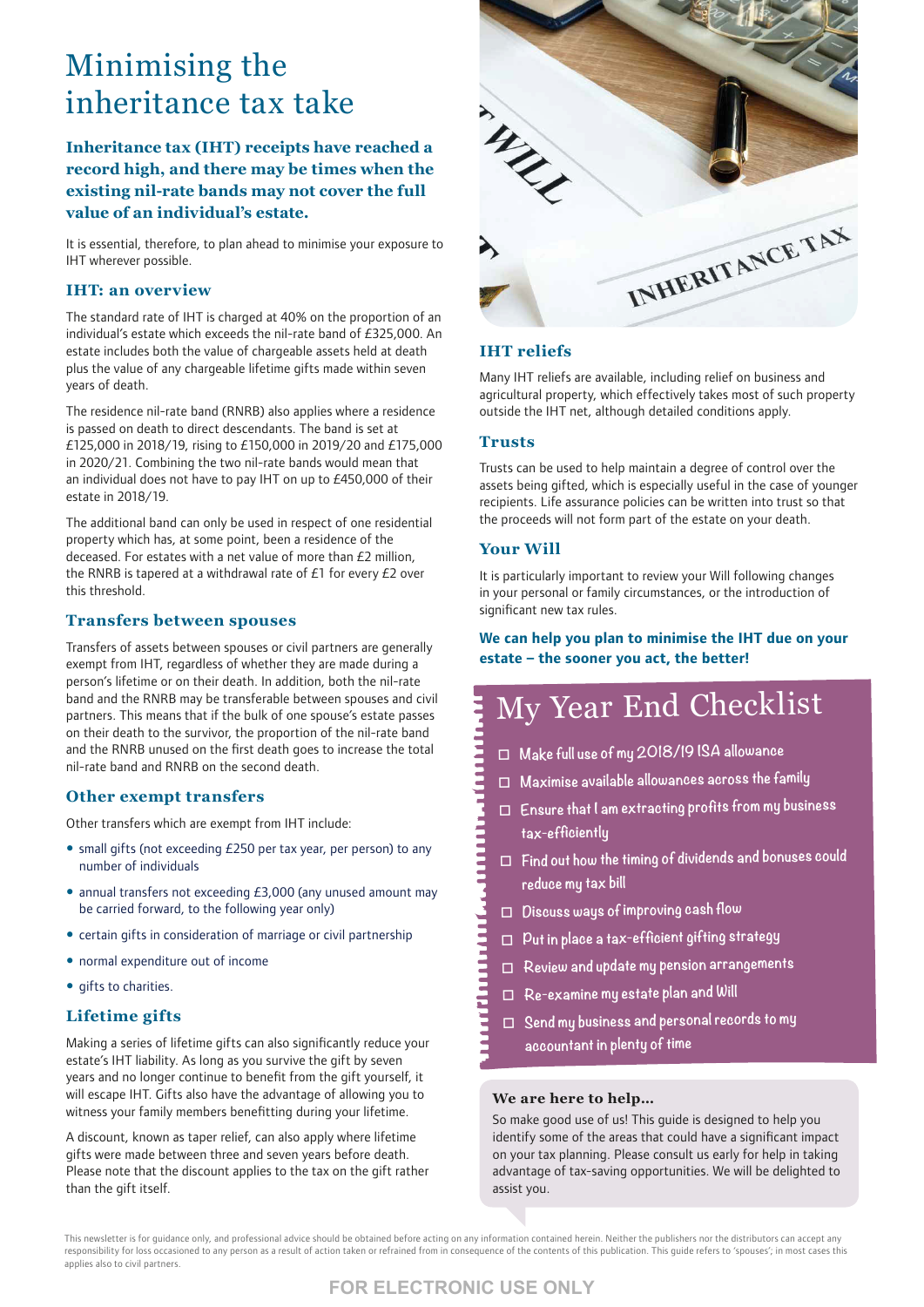# Minimising the inheritance tax take

**Inheritance tax (IHT) receipts have reached a record high, and there may be times when the existing nil-rate bands may not cover the full value of an individual's estate.**

It is essential, therefore, to plan ahead to minimise your exposure to IHT wherever possible.

## IHT: an overview

The standard rate of IHT is charged at 40% on the proportion of an individual's estate which exceeds the nil-rate band of £325,000. An estate includes both the value of chargeable assets held at death plus the value of any chargeable lifetime gifts made within seven years of death.

The residence nil-rate band (RNRB) also applies where a residence is passed on death to direct descendants. The band is set at £125,000 in 2018/19, rising to £150,000 in 2019/20 and £175,000 in 2020/21. Combining the two nil-rate bands would mean that an individual does not have to pay IHT on up to £450,000 of their estate in 2018/19.

The additional band can only be used in respect of one residential property which has, at some point, been a residence of the deceased. For estates with a net value of more than £2 million, the RNRB is tapered at a withdrawal rate of £1 for every £2 over this threshold.

## Transfers between spouses

Transfers of assets between spouses or civil partners are generally exempt from IHT, regardless of whether they are made during a person's lifetime or on their death. In addition, both the nil-rate band and the RNRB may be transferable between spouses and civil partners. This means that if the bulk of one spouse's estate passes on their death to the survivor, the proportion of the nil-rate band and the RNRB unused on the first death goes to increase the total nil-rate band and RNRB on the second death.

## Other exempt transfers

Other transfers which are exempt from IHT include:

- small gifts (not exceeding £250 per tax year, per person) to any number of individuals
- annual transfers not exceeding £3,000 (any unused amount may be carried forward, to the following year only)
- certain gifts in consideration of marriage or civil partnership
- normal expenditure out of income
- gifts to charities.

## Lifetime gifts

Making a series of lifetime gifts can also significantly reduce your estate's IHT liability. As long as you survive the gift by seven years and no longer continue to benefit from the gift yourself, it will escape IHT. Gifts also have the advantage of allowing you to witness your family members benefitting during your lifetime.

A discount, known as taper relief, can also apply where lifetime gifts were made between three and seven years before death. Please note that the discount applies to the tax on the gift rather than the gift itself.

## IHT reliefs

Many IHT reliefs are available, including relief on business and agricultural property, which effectively takes most of such property outside the IHT net, although detailed conditions apply.

## Trusts

Trusts can be used to help maintain a degree of control over the assets being gifted, which is especially useful in the case of younger recipients. Life assurance policies can be written into trust so that the proceeds will not form part of the estate on your death.

## Your Will

It is particularly important to review your Will following changes in your personal or family circumstances, or the introduction of significant new tax rules.

**We can help you plan to minimise the IHT due on your estate – the sooner you act, the better!**

# My Year End Checklist

- ☐ Make full use of my 2018/19 ISA allowance
- ☐ Maximise available allowances across the family
- ☐ Ensure that I am extracting profits from my business tax-efficiently
- ☐ Find out how the timing of dividends and bonuses could reduce my tax bill
- ☐ Discuss ways of improving cash flow
- ☐ Put in place a tax-efficient gifting strategy
- ☐ Review and update my pension arrangements
- ☐ Re-examine my estate plan and Will
- ☐ Send my business and personal records to my accountant in plenty of time

### We are here to help...

So make good use of us! This guide is designed to help you identify some of the areas that could have a significant impact on your tax planning. Please consult us early for help in taking advantage of tax-saving opportunities. We will be delighted to assist you.

This newsletter is for guidance only, and professional advice should be obtained before acting on any information contained herein. Neither the publishers nor the distributors can accept any responsibility for loss occasioned to any person as a result of action taken or refrained from in consequence of the contents of this publication. This guide refers to 'spouses'; in most cases this applies also to civil partners.

FOR ELECTRONIC USE ONLY